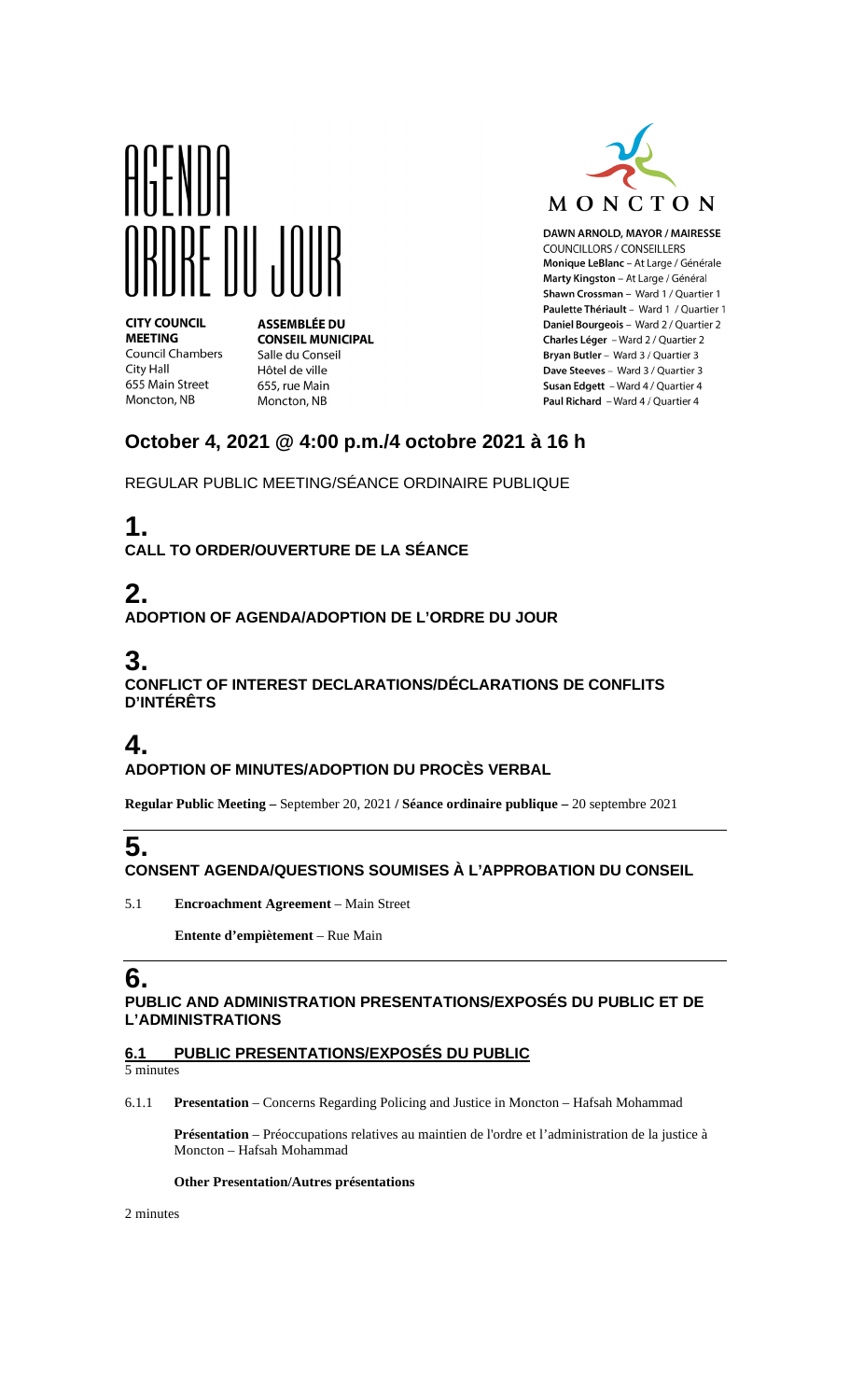# AGENDA
# ORDRE DU JOUR

**CITY COUNCIL MEETING**
Council Chambers
City Hall
655 Main Street
Moncton, NB

**ASSEMBLÉE DU CONSEIL MUNICIPAL**
Salle du Conseil
Hôtel de ville
655, rue Main
Moncton, NB

MONCTON

**DAWN ARNOLD, MAYOR / MAIRESSE**
COUNCILLORS / CONSEILLERS
**Monique LeBlanc** – At Large / Générale
**Marty Kingston** – At Large / Général
**Shawn Crossman** – Ward 1 / Quartier 1
**Paulette Thériault** – Ward 1 / Quartier 1
**Daniel Bourgeois** – Ward 2 / Quartier 2
**Charles Léger** – Ward 2 / Quartier 2
**Bryan Butler** – Ward 3 / Quartier 3
**Dave Steeves** – Ward 3 / Quartier 3
**Susan Edgett** – Ward 4 / Quartier 4
**Paul Richard** – Ward 4 / Quartier 4

## October 4, 2021 @ 4:00 p.m./4 octobre 2021 à 16 h

REGULAR PUBLIC MEETING/SÉANCE ORDINAIRE PUBLIQUE

## 1.
**CALL TO ORDER/OUVERTURE DE LA SÉANCE**

## 2.
**ADOPTION OF AGENDA/ADOPTION DE L'ORDRE DU JOUR**

## 3.
**CONFLICT OF INTEREST DECLARATIONS/DÉCLARATIONS DE CONFLITS D'INTÉRÊTS**

## 4.
**ADOPTION OF MINUTES/ADOPTION DU PROCÈS VERBAL**

**Regular Public Meeting –** September 20, 2021 **/ Séance ordinaire publique –** 20 septembre 2021

## 5.
**CONSENT AGENDA/QUESTIONS SOUMISES À L'APPROBATION DU CONSEIL**

5.1 **Encroachment Agreement** – Main Street

**Entente d'empiètement** – Rue Main

## 6.
**PUBLIC AND ADMINISTRATION PRESENTATIONS/EXPOSÉS DU PUBLIC ET DE L'ADMINISTRATIONS**

### 6.1 PUBLIC PRESENTATIONS/EXPOSÉS DU PUBLIC

5 minutes

6.1.1 **Presentation** – Concerns Regarding Policing and Justice in Moncton – Hafsah Mohammad

**Présentation** – Préoccupations relatives au maintien de l'ordre et l'administration de la justice à Moncton – Hafsah Mohammad

**Other Presentation/Autres présentations**

2 minutes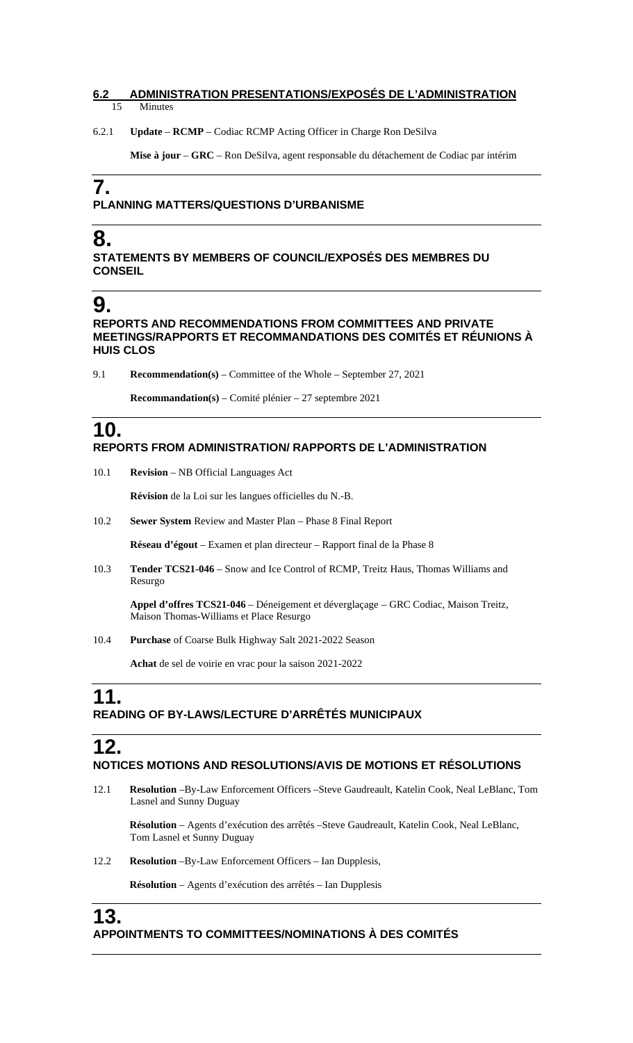## 6.2 ADMINISTRATION PRESENTATIONS/EXPOSÉS DE L'ADMINISTRATION

15 Minutes

6.2.1 **Update** – **RCMP** – Codiac RCMP Acting Officer in Charge Ron DeSilva

**Mise à jour** – **GRC** – Ron DeSilva, agent responsable du détachement de Codiac par intérim

## 7.

**PLANNING MATTERS/QUESTIONS D'URBANISME**

## 8.

**STATEMENTS BY MEMBERS OF COUNCIL/EXPOSÉS DES MEMBRES DU CONSEIL**

## 9.

**REPORTS AND RECOMMENDATIONS FROM COMMITTEES AND PRIVATE MEETINGS/RAPPORTS ET RECOMMANDATIONS DES COMITÉS ET RÉUNIONS À HUIS CLOS**

9.1 **Recommendation(s)** – Committee of the Whole – September 27, 2021

**Recommandation(s)** – Comité plénier – 27 septembre 2021

## 10.

**REPORTS FROM ADMINISTRATION/ RAPPORTS DE L'ADMINISTRATION**

10.1 **Revision** – NB Official Languages Act

**Révision** de la Loi sur les langues officielles du N.-B.

10.2 **Sewer System** Review and Master Plan – Phase 8 Final Report

**Réseau d'égout** – Examen et plan directeur – Rapport final de la Phase 8

10.3 **Tender TCS21-046** – Snow and Ice Control of RCMP, Treitz Haus, Thomas Williams and Resurgo

**Appel d'offres TCS21-046** – Déneigement et déverglaçage – GRC Codiac, Maison Treitz, Maison Thomas-Williams et Place Resurgo

10.4 **Purchase** of Coarse Bulk Highway Salt 2021-2022 Season

**Achat** de sel de voirie en vrac pour la saison 2021-2022

## 11.

**READING OF BY-LAWS/LECTURE D'ARRÊTÉS MUNICIPAUX**

## 12.

**NOTICES MOTIONS AND RESOLUTIONS/AVIS DE MOTIONS ET RÉSOLUTIONS**

12.1 **Resolution** –By-Law Enforcement Officers –Steve Gaudreault, Katelin Cook, Neal LeBlanc, Tom Lasnel and Sunny Duguay

**Résolution** – Agents d'exécution des arrêtés –Steve Gaudreault, Katelin Cook, Neal LeBlanc, Tom Lasnel et Sunny Duguay

12.2 **Resolution** –By-Law Enforcement Officers – Ian Dupplesis,

**Résolution** – Agents d'exécution des arrêtés – Ian Dupplesis

## 13.

**APPOINTMENTS TO COMMITTEES/NOMINATIONS À DES COMITÉS**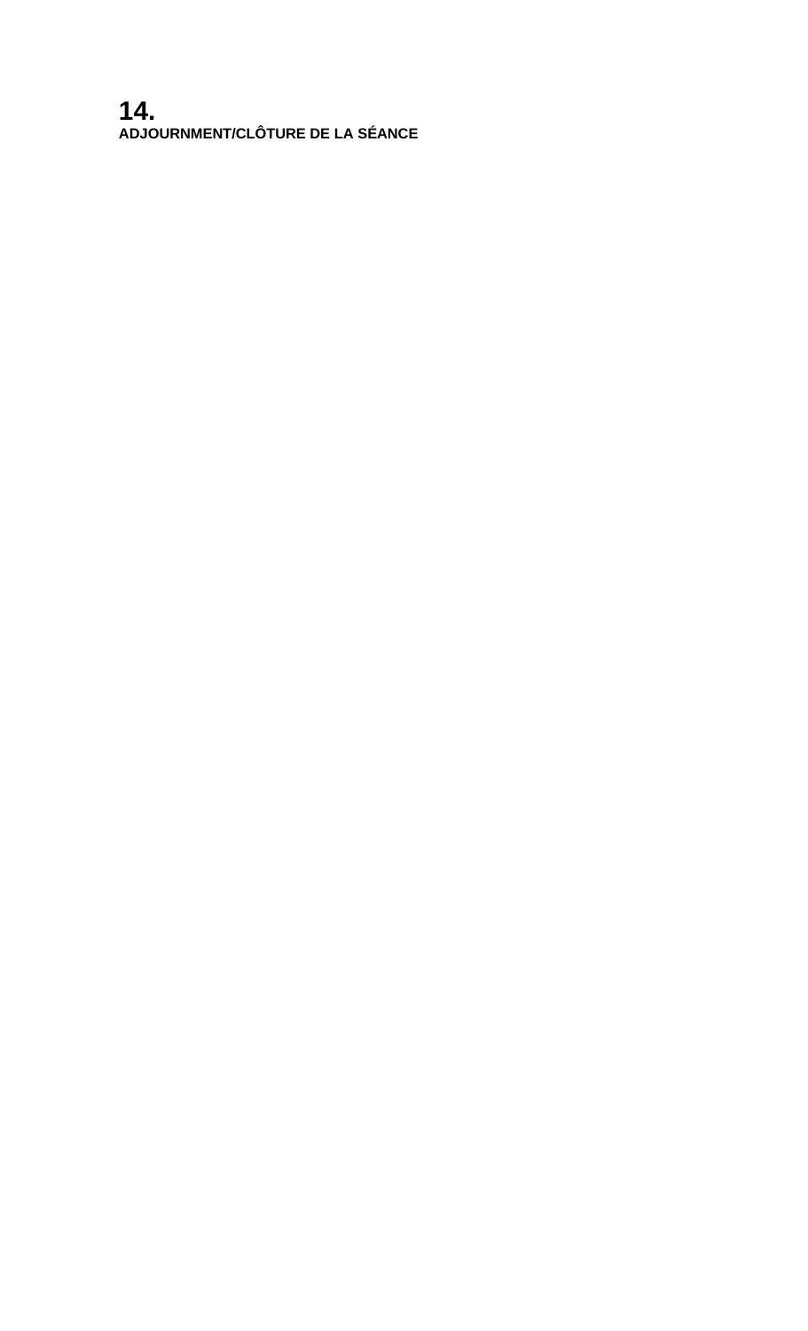## 14.

**ADJOURNMENT/CLÔTURE DE LA SÉANCE**